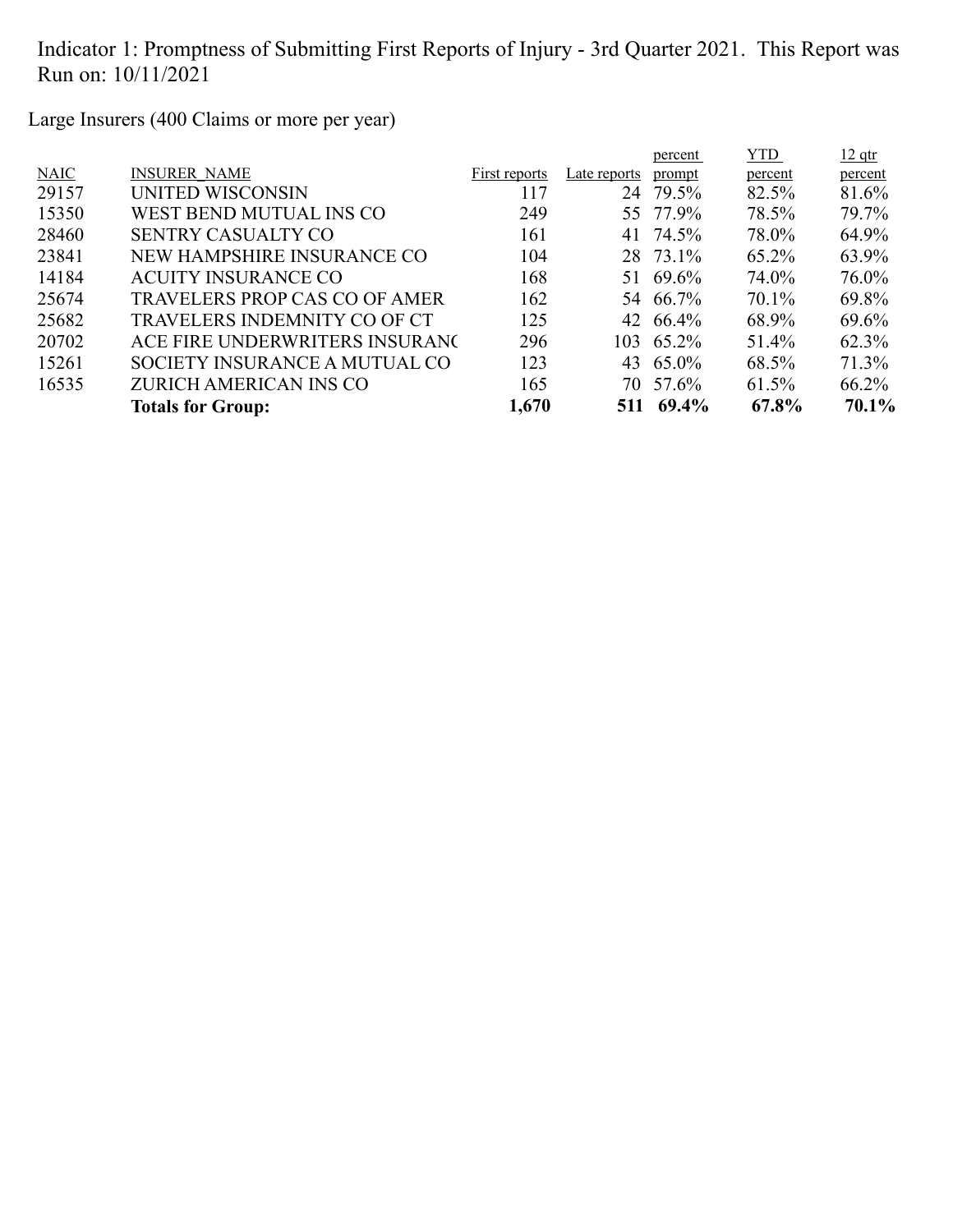Indicator 1: Promptness of Submitting First Reports of Injury - 3rd Quarter 2021. This Report was Run on: 10/11/2021

Large Insurers (400 Claims or more per year)

| NAIC | INSURER_NAME | First reports | Late reports | percent prompt | YTD percent | 12 qtr percent |
|---|---|---|---|---|---|---|
| 29157 | UNITED WISCONSIN | 117 | 24 | 79.5% | 82.5% | 81.6% |
| 15350 | WEST BEND MUTUAL INS CO | 249 | 55 | 77.9% | 78.5% | 79.7% |
| 28460 | SENTRY CASUALTY CO | 161 | 41 | 74.5% | 78.0% | 64.9% |
| 23841 | NEW HAMPSHIRE INSURANCE CO | 104 | 28 | 73.1% | 65.2% | 63.9% |
| 14184 | ACUITY INSURANCE CO | 168 | 51 | 69.6% | 74.0% | 76.0% |
| 25674 | TRAVELERS PROP CAS CO OF AMER | 162 | 54 | 66.7% | 70.1% | 69.8% |
| 25682 | TRAVELERS INDEMNITY CO OF CT | 125 | 42 | 66.4% | 68.9% | 69.6% |
| 20702 | ACE FIRE UNDERWRITERS INSURANC | 296 | 103 | 65.2% | 51.4% | 62.3% |
| 15261 | SOCIETY INSURANCE A MUTUAL CO | 123 | 43 | 65.0% | 68.5% | 71.3% |
| 16535 | ZURICH AMERICAN INS CO | 165 | 70 | 57.6% | 61.5% | 66.2% |
| | **Totals for Group:** | **1,670** | **511** | **69.4%** | **67.8%** | **70.1%** |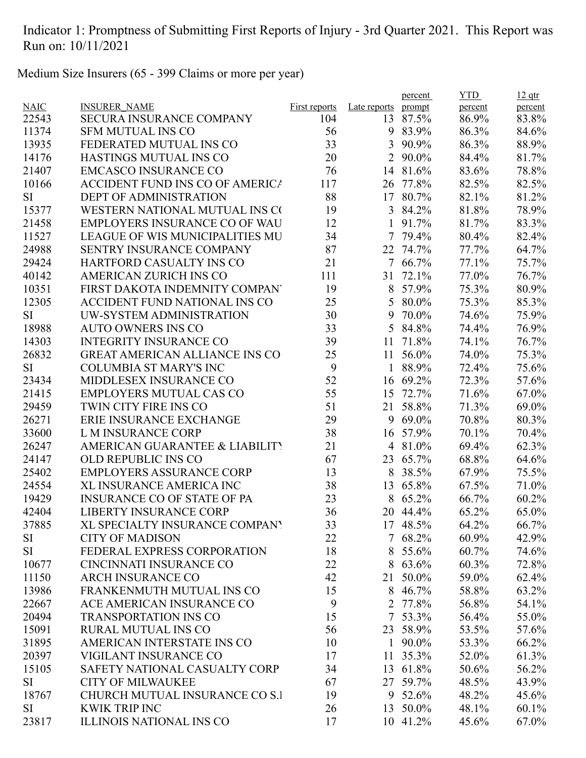Indicator 1: Promptness of Submitting First Reports of Injury - 3rd Quarter 2021. This Report was Run on: 10/11/2021

Medium Size Insurers (65 - 399 Claims or more per year)

| NAIC | INSURER_NAME | First reports | Late reports | percent prompt | YTD percent | 12 qtr percent |
|---|---|---|---|---|---|---|
| 22543 | SECURA INSURANCE COMPANY | 104 | 13 | 87.5% | 86.9% | 83.8% |
| 11374 | SFM MUTUAL INS CO | 56 | 9 | 83.9% | 86.3% | 84.6% |
| 13935 | FEDERATED MUTUAL INS CO | 33 | 3 | 90.9% | 86.3% | 88.9% |
| 14176 | HASTINGS MUTUAL INS CO | 20 | 2 | 90.0% | 84.4% | 81.7% |
| 21407 | EMCASCO INSURANCE CO | 76 | 14 | 81.6% | 83.6% | 78.8% |
| 10166 | ACCIDENT FUND INS CO OF AMERICA | 117 | 26 | 77.8% | 82.5% | 82.5% |
| SI | DEPT OF ADMINISTRATION | 88 | 17 | 80.7% | 82.1% | 81.2% |
| 15377 | WESTERN NATIONAL MUTUAL INS CO | 19 | 3 | 84.2% | 81.8% | 78.9% |
| 21458 | EMPLOYERS INSURANCE CO OF WAU | 12 | 1 | 91.7% | 81.7% | 83.3% |
| 11527 | LEAGUE OF WIS MUNICIPALITIES MU | 34 | 7 | 79.4% | 80.4% | 82.4% |
| 24988 | SENTRY INSURANCE COMPANY | 87 | 22 | 74.7% | 77.7% | 64.7% |
| 29424 | HARTFORD CASUALTY INS CO | 21 | 7 | 66.7% | 77.1% | 75.7% |
| 40142 | AMERICAN ZURICH INS CO | 111 | 31 | 72.1% | 77.0% | 76.7% |
| 10351 | FIRST DAKOTA INDEMNITY COMPANY | 19 | 8 | 57.9% | 75.3% | 80.9% |
| 12305 | ACCIDENT FUND NATIONAL INS CO | 25 | 5 | 80.0% | 75.3% | 85.3% |
| SI | UW-SYSTEM ADMINISTRATION | 30 | 9 | 70.0% | 74.6% | 75.9% |
| 18988 | AUTO OWNERS INS CO | 33 | 5 | 84.8% | 74.4% | 76.9% |
| 14303 | INTEGRITY INSURANCE CO | 39 | 11 | 71.8% | 74.1% | 76.7% |
| 26832 | GREAT AMERICAN ALLIANCE INS CO | 25 | 11 | 56.0% | 74.0% | 75.3% |
| SI | COLUMBIA ST MARY'S INC | 9 | 1 | 88.9% | 72.4% | 75.6% |
| 23434 | MIDDLESEX INSURANCE CO | 52 | 16 | 69.2% | 72.3% | 57.6% |
| 21415 | EMPLOYERS MUTUAL CAS CO | 55 | 15 | 72.7% | 71.6% | 67.0% |
| 29459 | TWIN CITY FIRE INS CO | 51 | 21 | 58.8% | 71.3% | 69.0% |
| 26271 | ERIE INSURANCE EXCHANGE | 29 | 9 | 69.0% | 70.8% | 80.3% |
| 33600 | L M INSURANCE CORP | 38 | 16 | 57.9% | 70.1% | 70.4% |
| 26247 | AMERICAN GUARANTEE & LIABILITY | 21 | 4 | 81.0% | 69.4% | 62.3% |
| 24147 | OLD REPUBLIC INS CO | 67 | 23 | 65.7% | 68.8% | 64.6% |
| 25402 | EMPLOYERS ASSURANCE CORP | 13 | 8 | 38.5% | 67.9% | 75.5% |
| 24554 | XL INSURANCE AMERICA INC | 38 | 13 | 65.8% | 67.5% | 71.0% |
| 19429 | INSURANCE CO OF STATE OF PA | 23 | 8 | 65.2% | 66.7% | 60.2% |
| 42404 | LIBERTY INSURANCE CORP | 36 | 20 | 44.4% | 65.2% | 65.0% |
| 37885 | XL SPECIALTY INSURANCE COMPANY | 33 | 17 | 48.5% | 64.2% | 66.7% |
| SI | CITY OF MADISON | 22 | 7 | 68.2% | 60.9% | 42.9% |
| SI | FEDERAL EXPRESS CORPORATION | 18 | 8 | 55.6% | 60.7% | 74.6% |
| 10677 | CINCINNATI INSURANCE CO | 22 | 8 | 63.6% | 60.3% | 72.8% |
| 11150 | ARCH INSURANCE CO | 42 | 21 | 50.0% | 59.0% | 62.4% |
| 13986 | FRANKENMUTH MUTUAL INS CO | 15 | 8 | 46.7% | 58.8% | 63.2% |
| 22667 | ACE AMERICAN INSURANCE CO | 9 | 2 | 77.8% | 56.8% | 54.1% |
| 20494 | TRANSPORTATION INS CO | 15 | 7 | 53.3% | 56.4% | 55.0% |
| 15091 | RURAL MUTUAL INS CO | 56 | 23 | 58.9% | 53.5% | 57.6% |
| 31895 | AMERICAN INTERSTATE INS CO | 10 | 1 | 90.0% | 53.3% | 66.2% |
| 20397 | VIGILANT INSURANCE CO | 17 | 11 | 35.3% | 52.0% | 61.3% |
| 15105 | SAFETY NATIONAL CASUALTY CORP | 34 | 13 | 61.8% | 50.6% | 56.2% |
| SI | CITY OF MILWAUKEE | 67 | 27 | 59.7% | 48.5% | 43.9% |
| 18767 | CHURCH MUTUAL INSURANCE CO S.I | 19 | 9 | 52.6% | 48.2% | 45.6% |
| SI | KWIK TRIP INC | 26 | 13 | 50.0% | 48.1% | 60.1% |
| 23817 | ILLINOIS NATIONAL INS CO | 17 | 10 | 41.2% | 45.6% | 67.0% |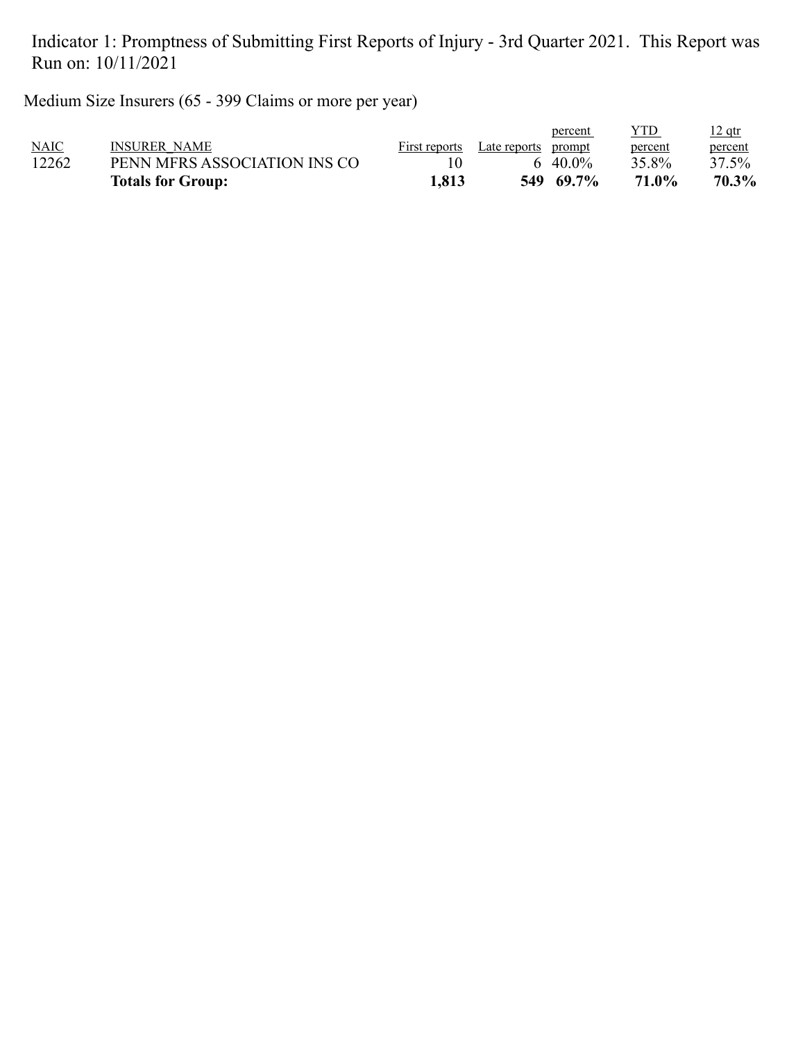Indicator 1: Promptness of Submitting First Reports of Injury - 3rd Quarter 2021. This Report was Run on: 10/11/2021

Medium Size Insurers (65 - 399 Claims or more per year)

| NAIC | INSURER_NAME | First reports | Late reports | percent prompt | YTD percent | 12 qtr percent |
|---|---|---|---|---|---|---|
| 12262 | PENN MFRS ASSOCIATION INS CO | 10 | 6 | 40.0% | 35.8% | 37.5% |
| | **Totals for Group:** | **1,813** | **549** | **69.7%** | **71.0%** | **70.3%** |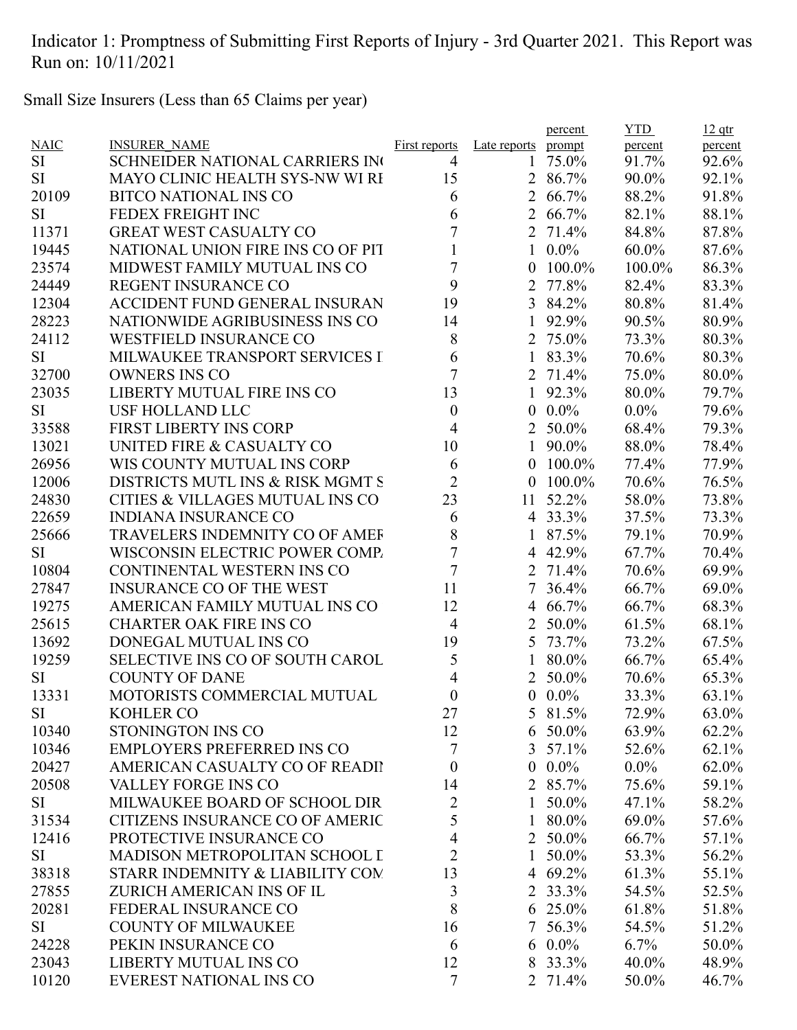Indicator 1: Promptness of Submitting First Reports of Injury - 3rd Quarter 2021. This Report was Run on: 10/11/2021

Small Size Insurers (Less than 65 Claims per year)

| NAIC | INSURER_NAME | First reports | Late reports | percent prompt | YTD percent | 12 qtr percent |
|---|---|---|---|---|---|---|
| SI | SCHNEIDER NATIONAL CARRIERS IN( | 4 | 1 | 75.0% | 91.7% | 92.6% |
| SI | MAYO CLINIC HEALTH SYS-NW WI RI | 15 | 2 | 86.7% | 90.0% | 92.1% |
| 20109 | BITCO NATIONAL INS CO | 6 | 2 | 66.7% | 88.2% | 91.8% |
| SI | FEDEX FREIGHT INC | 6 | 2 | 66.7% | 82.1% | 88.1% |
| 11371 | GREAT WEST CASUALTY CO | 7 | 2 | 71.4% | 84.8% | 87.8% |
| 19445 | NATIONAL UNION FIRE INS CO OF PIT | 1 | 1 | 0.0% | 60.0% | 87.6% |
| 23574 | MIDWEST FAMILY MUTUAL INS CO | 7 | 0 | 100.0% | 100.0% | 86.3% |
| 24449 | REGENT INSURANCE CO | 9 | 2 | 77.8% | 82.4% | 83.3% |
| 12304 | ACCIDENT FUND GENERAL INSURAN | 19 | 3 | 84.2% | 80.8% | 81.4% |
| 28223 | NATIONWIDE AGRIBUSINESS INS CO | 14 | 1 | 92.9% | 90.5% | 80.9% |
| 24112 | WESTFIELD INSURANCE CO | 8 | 2 | 75.0% | 73.3% | 80.3% |
| SI | MILWAUKEE TRANSPORT SERVICES I | 6 | 1 | 83.3% | 70.6% | 80.3% |
| 32700 | OWNERS INS CO | 7 | 2 | 71.4% | 75.0% | 80.0% |
| 23035 | LIBERTY MUTUAL FIRE INS CO | 13 | 1 | 92.3% | 80.0% | 79.7% |
| SI | USF HOLLAND LLC | 0 | 0 | 0.0% | 0.0% | 79.6% |
| 33588 | FIRST LIBERTY INS CORP | 4 | 2 | 50.0% | 68.4% | 79.3% |
| 13021 | UNITED FIRE & CASUALTY CO | 10 | 1 | 90.0% | 88.0% | 78.4% |
| 26956 | WIS COUNTY MUTUAL INS CORP | 6 | 0 | 100.0% | 77.4% | 77.9% |
| 12006 | DISTRICTS MUTL INS & RISK MGMT S | 2 | 0 | 100.0% | 70.6% | 76.5% |
| 24830 | CITIES & VILLAGES MUTUAL INS CO | 23 | 11 | 52.2% | 58.0% | 73.8% |
| 22659 | INDIANA INSURANCE CO | 6 | 4 | 33.3% | 37.5% | 73.3% |
| 25666 | TRAVELERS INDEMNITY CO OF AMEF | 8 | 1 | 87.5% | 79.1% | 70.9% |
| SI | WISCONSIN ELECTRIC POWER COMP. | 7 | 4 | 42.9% | 67.7% | 70.4% |
| 10804 | CONTINENTAL WESTERN INS CO | 7 | 2 | 71.4% | 70.6% | 69.9% |
| 27847 | INSURANCE CO OF THE WEST | 11 | 7 | 36.4% | 66.7% | 69.0% |
| 19275 | AMERICAN FAMILY MUTUAL INS CO | 12 | 4 | 66.7% | 66.7% | 68.3% |
| 25615 | CHARTER OAK FIRE INS CO | 4 | 2 | 50.0% | 61.5% | 68.1% |
| 13692 | DONEGAL MUTUAL INS CO | 19 | 5 | 73.7% | 73.2% | 67.5% |
| 19259 | SELECTIVE INS CO OF SOUTH CAROL | 5 | 1 | 80.0% | 66.7% | 65.4% |
| SI | COUNTY OF DANE | 4 | 2 | 50.0% | 70.6% | 65.3% |
| 13331 | MOTORISTS COMMERCIAL MUTUAL | 0 | 0 | 0.0% | 33.3% | 63.1% |
| SI | KOHLER CO | 27 | 5 | 81.5% | 72.9% | 63.0% |
| 10340 | STONINGTON INS CO | 12 | 6 | 50.0% | 63.9% | 62.2% |
| 10346 | EMPLOYERS PREFERRED INS CO | 7 | 3 | 57.1% | 52.6% | 62.1% |
| 20427 | AMERICAN CASUALTY CO OF READII | 0 | 0 | 0.0% | 0.0% | 62.0% |
| 20508 | VALLEY FORGE INS CO | 14 | 2 | 85.7% | 75.6% | 59.1% |
| SI | MILWAUKEE BOARD OF SCHOOL DIR | 2 | 1 | 50.0% | 47.1% | 58.2% |
| 31534 | CITIZENS INSURANCE CO OF AMERIC | 5 | 1 | 80.0% | 69.0% | 57.6% |
| 12416 | PROTECTIVE INSURANCE CO | 4 | 2 | 50.0% | 66.7% | 57.1% |
| SI | MADISON METROPOLITAN SCHOOL I | 2 | 1 | 50.0% | 53.3% | 56.2% |
| 38318 | STARR INDEMNITY & LIABILITY COM | 13 | 4 | 69.2% | 61.3% | 55.1% |
| 27855 | ZURICH AMERICAN INS OF IL | 3 | 2 | 33.3% | 54.5% | 52.5% |
| 20281 | FEDERAL INSURANCE CO | 8 | 6 | 25.0% | 61.8% | 51.8% |
| SI | COUNTY OF MILWAUKEE | 16 | 7 | 56.3% | 54.5% | 51.2% |
| 24228 | PEKIN INSURANCE CO | 6 | 6 | 0.0% | 6.7% | 50.0% |
| 23043 | LIBERTY MUTUAL INS CO | 12 | 8 | 33.3% | 40.0% | 48.9% |
| 10120 | EVEREST NATIONAL INS CO | 7 | 2 | 71.4% | 50.0% | 46.7% |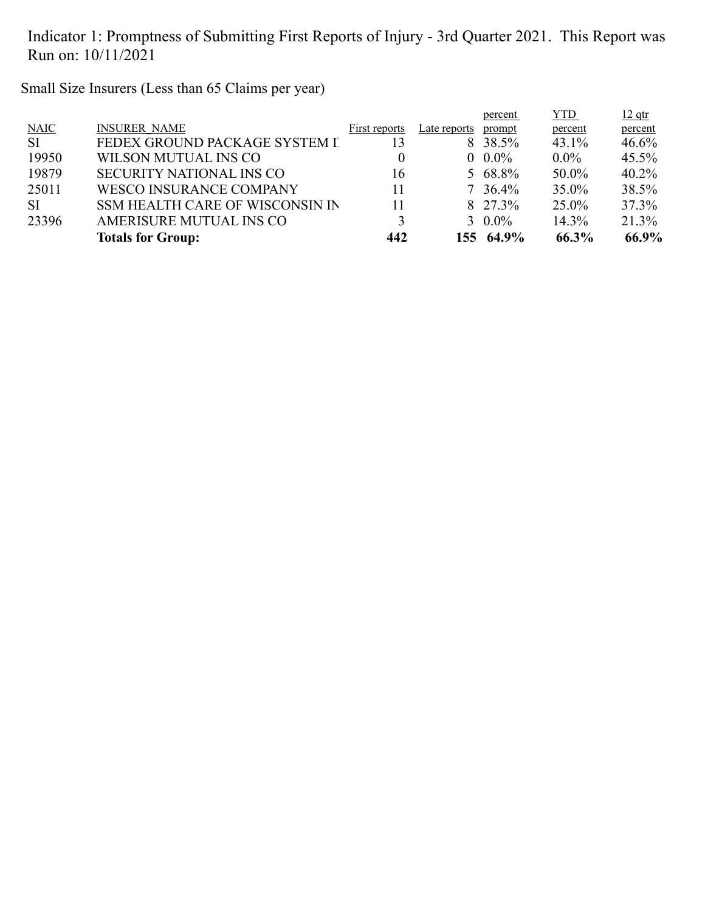Indicator 1: Promptness of Submitting First Reports of Injury - 3rd Quarter 2021. This Report was Run on: 10/11/2021

Small Size Insurers (Less than 65 Claims per year)

| NAIC | INSURER_NAME | First reports | Late reports | percent prompt | YTD percent | 12 qtr percent |
|---|---|---|---|---|---|---|
| SI | FEDEX GROUND PACKAGE SYSTEM I | 13 | 8 | 38.5% | 43.1% | 46.6% |
| 19950 | WILSON MUTUAL INS CO | 0 | 0 | 0.0% | 0.0% | 45.5% |
| 19879 | SECURITY NATIONAL INS CO | 16 | 5 | 68.8% | 50.0% | 40.2% |
| 25011 | WESCO INSURANCE COMPANY | 11 | 7 | 36.4% | 35.0% | 38.5% |
| SI | SSM HEALTH CARE OF WISCONSIN IN | 11 | 8 | 27.3% | 25.0% | 37.3% |
| 23396 | AMERISURE MUTUAL INS CO | 3 | 3 | 0.0% | 14.3% | 21.3% |
| | **Totals for Group:** | **442** | **155** | **64.9%** | **66.3%** | **66.9%** |